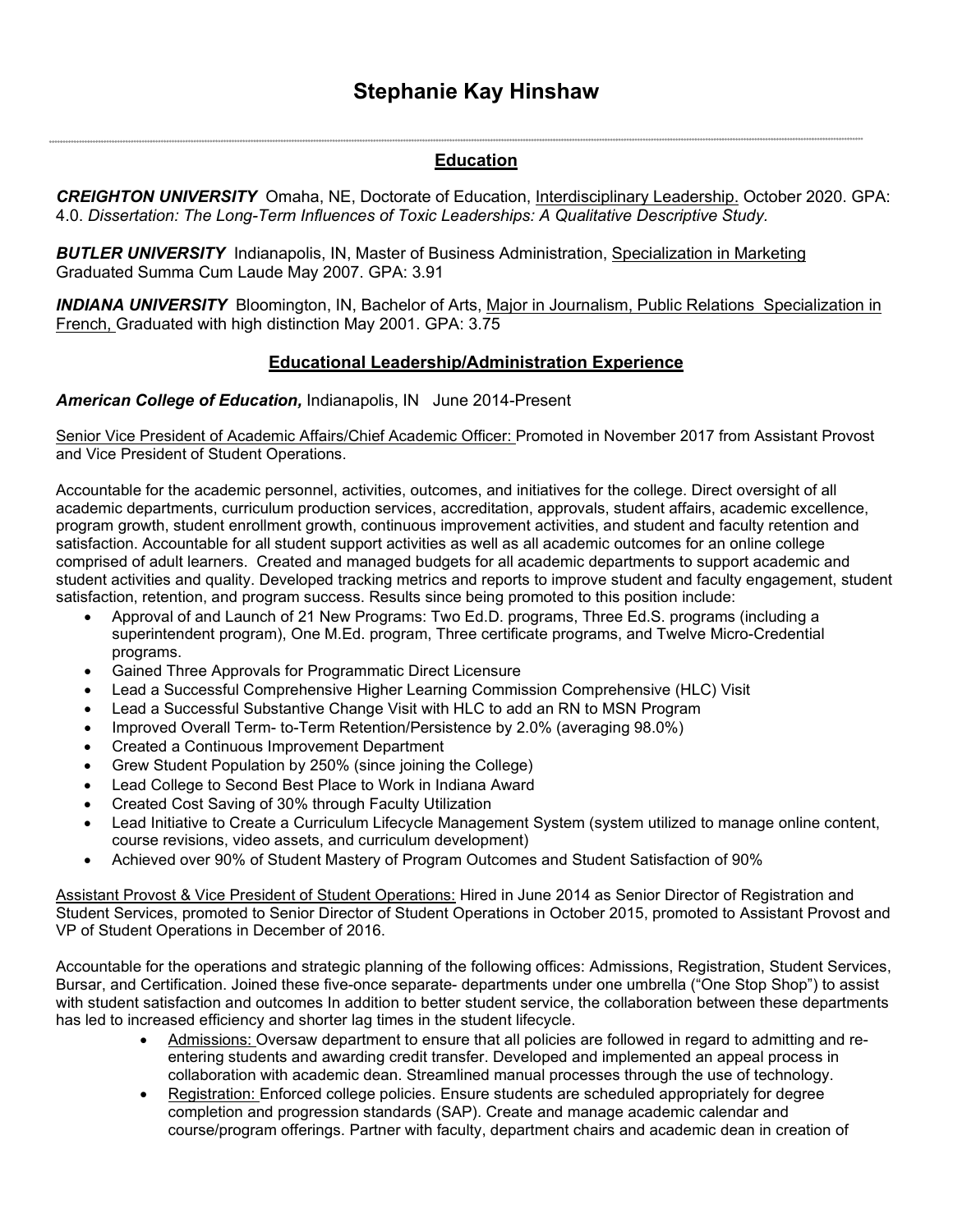# Stephanie Kay Hinshaw

## Education

***CREIGHTON UNIVERSITY*** Omaha, NE, Doctorate of Education, Interdisciplinary Leadership. October 2020. GPA: 4.0. *Dissertation: The Long-Term Influences of Toxic Leaderships: A Qualitative Descriptive Study.*

***BUTLER UNIVERSITY*** Indianapolis, IN, Master of Business Administration, Specialization in Marketing Graduated Summa Cum Laude May 2007. GPA: 3.91

***INDIANA UNIVERSITY*** Bloomington, IN, Bachelor of Arts, Major in Journalism, Public Relations Specialization in French, Graduated with high distinction May 2001. GPA: 3.75

## Educational Leadership/Administration Experience

***American College of Education,*** Indianapolis, IN June 2014-Present

Senior Vice President of Academic Affairs/Chief Academic Officer: Promoted in November 2017 from Assistant Provost and Vice President of Student Operations.

Accountable for the academic personnel, activities, outcomes, and initiatives for the college. Direct oversight of all academic departments, curriculum production services, accreditation, approvals, student affairs, academic excellence, program growth, student enrollment growth, continuous improvement activities, and student and faculty retention and satisfaction. Accountable for all student support activities as well as all academic outcomes for an online college comprised of adult learners. Created and managed budgets for all academic departments to support academic and student activities and quality. Developed tracking metrics and reports to improve student and faculty engagement, student satisfaction, retention, and program success. Results since being promoted to this position include:

- Approval of and Launch of 21 New Programs: Two Ed.D. programs, Three Ed.S. programs (including a superintendent program), One M.Ed. program, Three certificate programs, and Twelve Micro-Credential programs.
- Gained Three Approvals for Programmatic Direct Licensure
- Lead a Successful Comprehensive Higher Learning Commission Comprehensive (HLC) Visit
- Lead a Successful Substantive Change Visit with HLC to add an RN to MSN Program
- Improved Overall Term- to-Term Retention/Persistence by 2.0% (averaging 98.0%)
- Created a Continuous Improvement Department
- Grew Student Population by 250% (since joining the College)
- Lead College to Second Best Place to Work in Indiana Award
- Created Cost Saving of 30% through Faculty Utilization
- Lead Initiative to Create a Curriculum Lifecycle Management System (system utilized to manage online content, course revisions, video assets, and curriculum development)
- Achieved over 90% of Student Mastery of Program Outcomes and Student Satisfaction of 90%

Assistant Provost & Vice President of Student Operations: Hired in June 2014 as Senior Director of Registration and Student Services, promoted to Senior Director of Student Operations in October 2015, promoted to Assistant Provost and VP of Student Operations in December of 2016.

Accountable for the operations and strategic planning of the following offices: Admissions, Registration, Student Services, Bursar, and Certification. Joined these five-once separate- departments under one umbrella ("One Stop Shop") to assist with student satisfaction and outcomes In addition to better student service, the collaboration between these departments has led to increased efficiency and shorter lag times in the student lifecycle.

- Admissions: Oversaw department to ensure that all policies are followed in regard to admitting and re-entering students and awarding credit transfer. Developed and implemented an appeal process in collaboration with academic dean. Streamlined manual processes through the use of technology.
- Registration: Enforced college policies. Ensure students are scheduled appropriately for degree completion and progression standards (SAP). Create and manage academic calendar and course/program offerings. Partner with faculty, department chairs and academic dean in creation of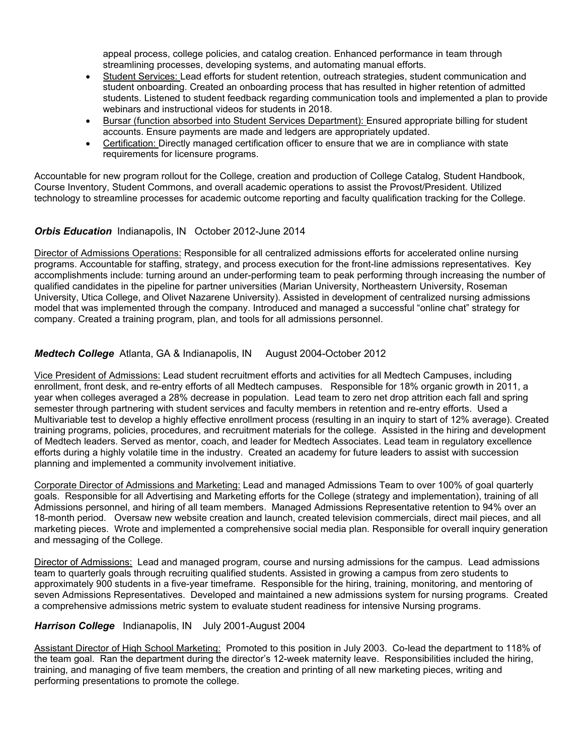appeal process, college policies, and catalog creation. Enhanced performance in team through streamlining processes, developing systems, and automating manual efforts.

- Student Services: Lead efforts for student retention, outreach strategies, student communication and student onboarding. Created an onboarding process that has resulted in higher retention of admitted students. Listened to student feedback regarding communication tools and implemented a plan to provide webinars and instructional videos for students in 2018.
- Bursar (function absorbed into Student Services Department): Ensured appropriate billing for student accounts. Ensure payments are made and ledgers are appropriately updated.
- Certification: Directly managed certification officer to ensure that we are in compliance with state requirements for licensure programs.

Accountable for new program rollout for the College, creation and production of College Catalog, Student Handbook, Course Inventory, Student Commons, and overall academic operations to assist the Provost/President. Utilized technology to streamline processes for academic outcome reporting and faculty qualification tracking for the College.

***Orbis Education*** Indianapolis, IN October 2012-June 2014

Director of Admissions Operations: Responsible for all centralized admissions efforts for accelerated online nursing programs. Accountable for staffing, strategy, and process execution for the front-line admissions representatives. Key accomplishments include: turning around an under-performing team to peak performing through increasing the number of qualified candidates in the pipeline for partner universities (Marian University, Northeastern University, Roseman University, Utica College, and Olivet Nazarene University). Assisted in development of centralized nursing admissions model that was implemented through the company. Introduced and managed a successful "online chat" strategy for company. Created a training program, plan, and tools for all admissions personnel.

***Medtech College*** Atlanta, GA & Indianapolis, IN August 2004-October 2012

Vice President of Admissions: Lead student recruitment efforts and activities for all Medtech Campuses, including enrollment, front desk, and re-entry efforts of all Medtech campuses. Responsible for 18% organic growth in 2011, a year when colleges averaged a 28% decrease in population. Lead team to zero net drop attrition each fall and spring semester through partnering with student services and faculty members in retention and re-entry efforts. Used a Multivariable test to develop a highly effective enrollment process (resulting in an inquiry to start of 12% average). Created training programs, policies, procedures, and recruitment materials for the college. Assisted in the hiring and development of Medtech leaders. Served as mentor, coach, and leader for Medtech Associates. Lead team in regulatory excellence efforts during a highly volatile time in the industry. Created an academy for future leaders to assist with succession planning and implemented a community involvement initiative.

Corporate Director of Admissions and Marketing: Lead and managed Admissions Team to over 100% of goal quarterly goals. Responsible for all Advertising and Marketing efforts for the College (strategy and implementation), training of all Admissions personnel, and hiring of all team members. Managed Admissions Representative retention to 94% over an 18-month period. Oversaw new website creation and launch, created television commercials, direct mail pieces, and all marketing pieces. Wrote and implemented a comprehensive social media plan. Responsible for overall inquiry generation and messaging of the College.

Director of Admissions: Lead and managed program, course and nursing admissions for the campus. Lead admissions team to quarterly goals through recruiting qualified students. Assisted in growing a campus from zero students to approximately 900 students in a five-year timeframe. Responsible for the hiring, training, monitoring, and mentoring of seven Admissions Representatives. Developed and maintained a new admissions system for nursing programs. Created a comprehensive admissions metric system to evaluate student readiness for intensive Nursing programs.

***Harrison College*** Indianapolis, IN July 2001-August 2004

Assistant Director of High School Marketing: Promoted to this position in July 2003. Co-lead the department to 118% of the team goal. Ran the department during the director's 12-week maternity leave. Responsibilities included the hiring, training, and managing of five team members, the creation and printing of all new marketing pieces, writing and performing presentations to promote the college.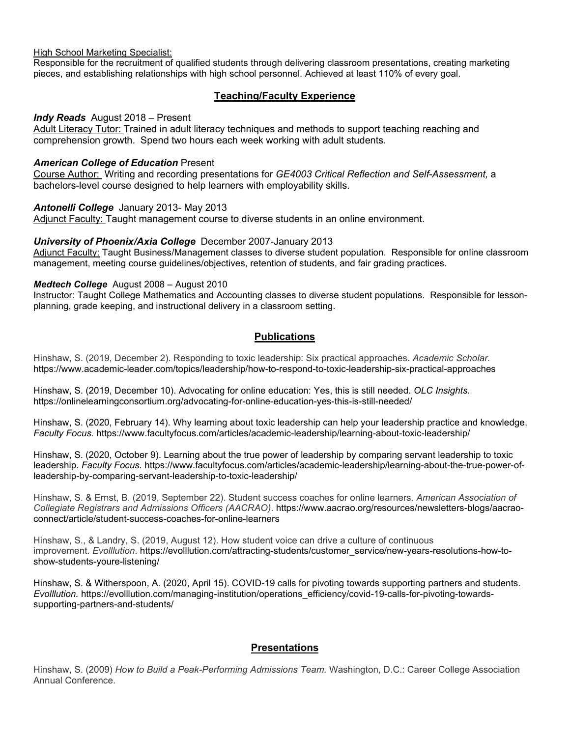High School Marketing Specialist:
Responsible for the recruitment of qualified students through delivering classroom presentations, creating marketing pieces, and establishing relationships with high school personnel. Achieved at least 110% of every goal.

## Teaching/Faculty Experience

***Indy Reads*** August 2018 – Present
Adult Literacy Tutor: Trained in adult literacy techniques and methods to support teaching reaching and comprehension growth. Spend two hours each week working with adult students.

***American College of Education*** Present
Course Author: Writing and recording presentations for *GE4003 Critical Reflection and Self-Assessment,* a bachelors-level course designed to help learners with employability skills.

***Antonelli College*** January 2013- May 2013
Adjunct Faculty: Taught management course to diverse students in an online environment.

***University of Phoenix/Axia College*** December 2007-January 2013
Adjunct Faculty: Taught Business/Management classes to diverse student population. Responsible for online classroom management, meeting course guidelines/objectives, retention of students, and fair grading practices.

***Medtech College*** August 2008 – August 2010
Instructor: Taught College Mathematics and Accounting classes to diverse student populations. Responsible for lesson-planning, grade keeping, and instructional delivery in a classroom setting.

## Publications

Hinshaw, S. (2019, December 2). Responding to toxic leadership: Six practical approaches. *Academic Scholar.* https://www.academic-leader.com/topics/leadership/how-to-respond-to-toxic-leadership-six-practical-approaches

Hinshaw, S. (2019, December 10). Advocating for online education: Yes, this is still needed. *OLC Insights.* https://onlinelearningconsortium.org/advocating-for-online-education-yes-this-is-still-needed/

Hinshaw, S. (2020, February 14). Why learning about toxic leadership can help your leadership practice and knowledge. *Faculty Focus.* https://www.facultyfocus.com/articles/academic-leadership/learning-about-toxic-leadership/

Hinshaw, S. (2020, October 9). Learning about the true power of leadership by comparing servant leadership to toxic leadership. *Faculty Focus.* https://www.facultyfocus.com/articles/academic-leadership/learning-about-the-true-power-of-leadership-by-comparing-servant-leadership-to-toxic-leadership/

Hinshaw, S. & Ernst, B. (2019, September 22). Student success coaches for online learners. *American Association of Collegiate Registrars and Admissions Officers (AACRAO).* https://www.aacrao.org/resources/newsletters-blogs/aacrao-connect/article/student-success-coaches-for-online-learners

Hinshaw, S., & Landry, S. (2019, August 12). How student voice can drive a culture of continuous improvement. *Evolllution*. https://evolllution.com/attracting-students/customer_service/new-years-resolutions-how-to-show-students-youre-listening/

Hinshaw, S. & Witherspoon, A. (2020, April 15). COVID-19 calls for pivoting towards supporting partners and students. *Evolllution.* https://evolllution.com/managing-institution/operations_efficiency/covid-19-calls-for-pivoting-towards-supporting-partners-and-students/

## Presentations

Hinshaw, S. (2009) *How to Build a Peak-Performing Admissions Team.* Washington, D.C.: Career College Association Annual Conference.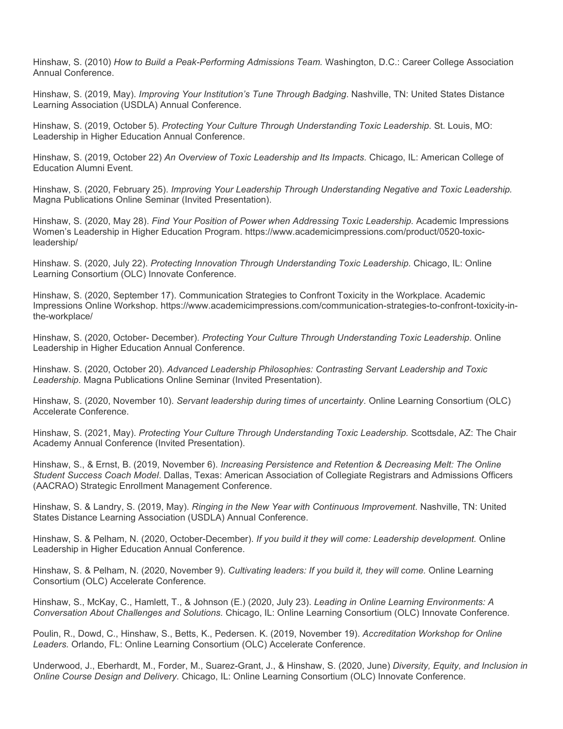Hinshaw, S. (2010) *How to Build a Peak-Performing Admissions Team.* Washington, D.C.: Career College Association Annual Conference.

Hinshaw, S. (2019, May). *Improving Your Institution's Tune Through Badging*. Nashville, TN: United States Distance Learning Association (USDLA) Annual Conference.

Hinshaw, S. (2019, October 5). *Protecting Your Culture Through Understanding Toxic Leadership.* St. Louis, MO: Leadership in Higher Education Annual Conference.

Hinshaw, S. (2019, October 22) *An Overview of Toxic Leadership and Its Impacts.* Chicago, IL: American College of Education Alumni Event.

Hinshaw, S. (2020, February 25). *Improving Your Leadership Through Understanding Negative and Toxic Leadership.* Magna Publications Online Seminar (Invited Presentation).

Hinshaw, S. (2020, May 28). *Find Your Position of Power when Addressing Toxic Leadership.* Academic Impressions Women's Leadership in Higher Education Program. https://www.academicimpressions.com/product/0520-toxic-leadership/

Hinshaw. S. (2020, July 22). *Protecting Innovation Through Understanding Toxic Leadership.* Chicago, IL: Online Learning Consortium (OLC) Innovate Conference.

Hinshaw, S. (2020, September 17). Communication Strategies to Confront Toxicity in the Workplace. Academic Impressions Online Workshop. https://www.academicimpressions.com/communication-strategies-to-confront-toxicity-in-the-workplace/

Hinshaw, S. (2020, October- December). *Protecting Your Culture Through Understanding Toxic Leadership*. Online Leadership in Higher Education Annual Conference.

Hinshaw. S. (2020, October 20). *Advanced Leadership Philosophies: Contrasting Servant Leadership and Toxic Leadership.* Magna Publications Online Seminar (Invited Presentation).

Hinshaw, S. (2020, November 10). *Servant leadership during times of uncertainty*. Online Learning Consortium (OLC) Accelerate Conference.

Hinshaw, S. (2021, May). *Protecting Your Culture Through Understanding Toxic Leadership.* Scottsdale, AZ: The Chair Academy Annual Conference (Invited Presentation).

Hinshaw, S., & Ernst, B. (2019, November 6). *Increasing Persistence and Retention & Decreasing Melt: The Online Student Success Coach Model*. Dallas, Texas: American Association of Collegiate Registrars and Admissions Officers (AACRAO) Strategic Enrollment Management Conference.

Hinshaw, S. & Landry, S. (2019, May). *Ringing in the New Year with Continuous Improvement*. Nashville, TN: United States Distance Learning Association (USDLA) Annual Conference.

Hinshaw, S. & Pelham, N. (2020, October-December). *If you build it they will come: Leadership development.* Online Leadership in Higher Education Annual Conference.

Hinshaw, S. & Pelham, N. (2020, November 9). *Cultivating leaders: If you build it, they will come.* Online Learning Consortium (OLC) Accelerate Conference.

Hinshaw, S., McKay, C., Hamlett, T., & Johnson (E.) (2020, July 23). *Leading in Online Learning Environments: A Conversation About Challenges and Solutions.* Chicago, IL: Online Learning Consortium (OLC) Innovate Conference.

Poulin, R., Dowd, C., Hinshaw, S., Betts, K., Pedersen. K. (2019, November 19). *Accreditation Workshop for Online Leaders.* Orlando, FL: Online Learning Consortium (OLC) Accelerate Conference.

Underwood, J., Eberhardt, M., Forder, M., Suarez-Grant, J., & Hinshaw, S. (2020, June) *Diversity, Equity, and Inclusion in Online Course Design and Delivery.* Chicago, IL: Online Learning Consortium (OLC) Innovate Conference.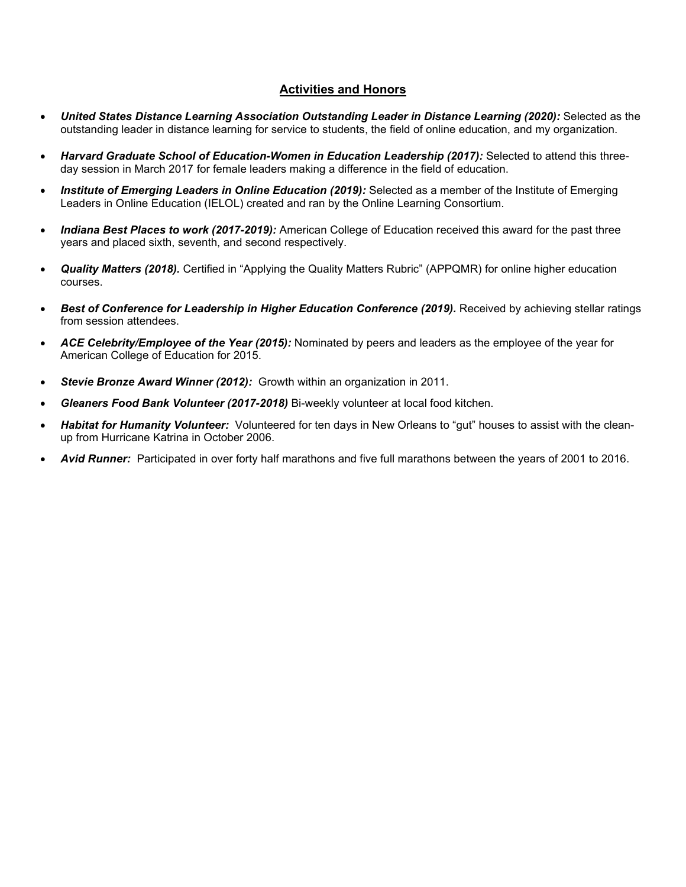## Activities and Honors

- ***United States Distance Learning Association Outstanding Leader in Distance Learning (2020):*** Selected as the outstanding leader in distance learning for service to students, the field of online education, and my organization.
- ***Harvard Graduate School of Education-Women in Education Leadership (2017):*** Selected to attend this three-day session in March 2017 for female leaders making a difference in the field of education.
- ***Institute of Emerging Leaders in Online Education (2019):*** Selected as a member of the Institute of Emerging Leaders in Online Education (IELOL) created and ran by the Online Learning Consortium.
- ***Indiana Best Places to work (2017-2019):*** American College of Education received this award for the past three years and placed sixth, seventh, and second respectively.
- ***Quality Matters (2018).*** Certified in "Applying the Quality Matters Rubric" (APPQMR) for online higher education courses.
- ***Best of Conference for Leadership in Higher Education Conference (2019).*** Received by achieving stellar ratings from session attendees.
- ***ACE Celebrity/Employee of the Year (2015):*** Nominated by peers and leaders as the employee of the year for American College of Education for 2015.
- ***Stevie Bronze Award Winner (2012):*** Growth within an organization in 2011.
- ***Gleaners Food Bank Volunteer (2017-2018)*** Bi-weekly volunteer at local food kitchen.
- ***Habitat for Humanity Volunteer:*** Volunteered for ten days in New Orleans to "gut" houses to assist with the clean-up from Hurricane Katrina in October 2006.
- ***Avid Runner:*** Participated in over forty half marathons and five full marathons between the years of 2001 to 2016.